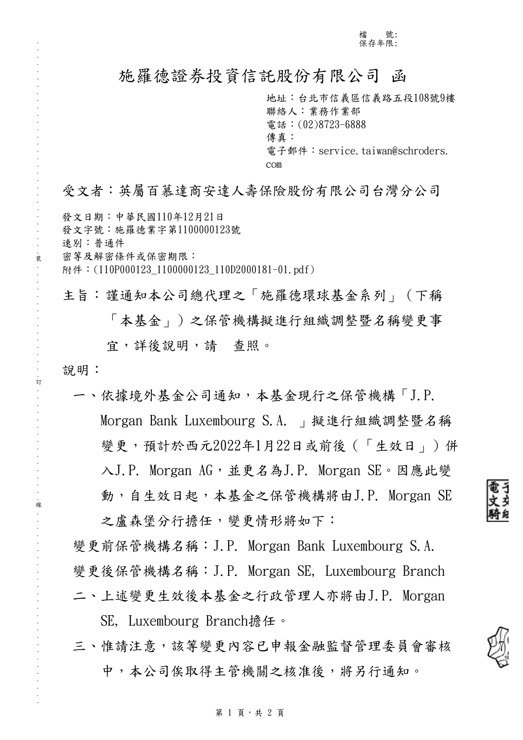檔　　號:
保存年限:

# 施羅德證券投資信託股份有限公司 函

地址：台北市信義區信義路五段108號9樓
聯絡人：業務作業部
電話：(02)8723-6888
傳真：
電子郵件：service.taiwan@schroders.com

受文者：英屬百慕達商安達人壽保險股份有限公司台灣分公司

發文日期：中華民國110年12月21日
發文字號：施羅德業字第1100000123號
速別：普通件
密等及解密條件或保密期限：
附件：(110P000123_1100000123_110D2000181-01.pdf)

主旨：謹通知本公司總代理之「施羅德環球基金系列」（下稱「本基金」）之保管機構擬進行組織調整暨名稱變更事宜，詳後說明，請　查照。

說明：

一、依據境外基金公司通知，本基金現行之保管機構「J.P. Morgan Bank Luxembourg S.A. 」擬進行組織調整暨名稱變更，預計於西元2022年1月22日或前後（「生效日」）併入J.P. Morgan AG，並更名為J.P. Morgan SE。因應此變動，自生效日起，本基金之保管機構將由J.P. Morgan SE之盧森堡分行擔任，變更情形將如下：

變更前保管機構名稱：J.P. Morgan Bank Luxembourg S.A.
變更後保管機構名稱：J.P. Morgan SE, Luxembourg Branch

二、上述變更生效後本基金之行政管理人亦將由J.P. Morgan SE, Luxembourg Branch擔任。

三、惟請注意，該等變更內容已申報金融監督管理委員會審核中，本公司俟取得主管機關之核准後，將另行通知。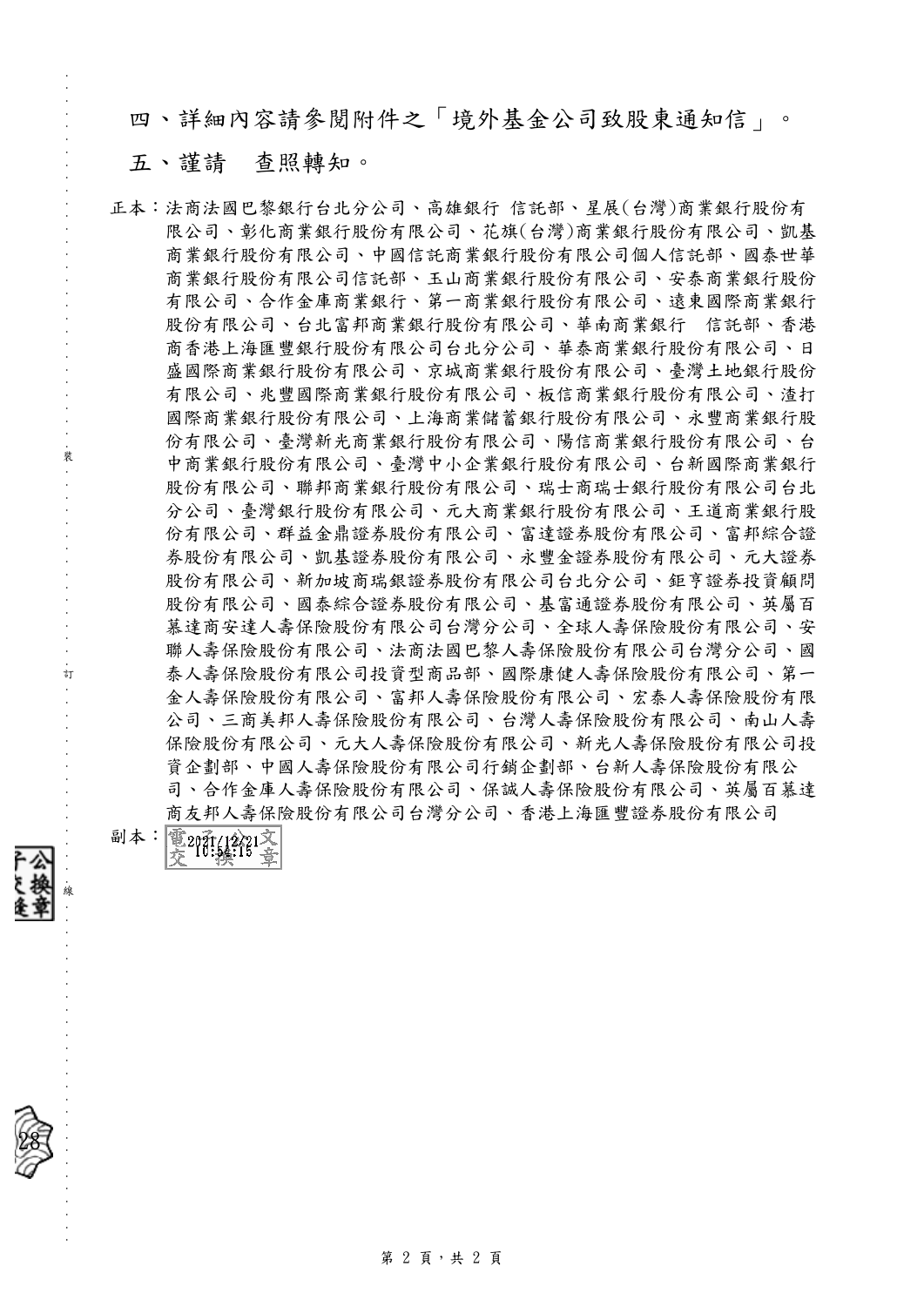四、詳細內容請參閱附件之「境外基金公司致股東通知信」。

五、謹請　查照轉知。

正本：法商法國巴黎銀行台北分公司、高雄銀行 信託部、星展(台灣)商業銀行股份有限公司、彰化商業銀行股份有限公司、花旗(台灣)商業銀行股份有限公司、凱基商業銀行股份有限公司、中國信託商業銀行股份有限公司個人信託部、國泰世華商業銀行股份有限公司信託部、玉山商業銀行股份有限公司、安泰商業銀行股份有限公司、合作金庫商業銀行、第一商業銀行股份有限公司、遠東國際商業銀行股份有限公司、台北富邦商業銀行股份有限公司、華南商業銀行　信託部、香港商香港上海匯豐銀行股份有限公司台北分公司、華泰商業銀行股份有限公司、日盛國際商業銀行股份有限公司、京城商業銀行股份有限公司、臺灣土地銀行股份有限公司、兆豐國際商業銀行股份有限公司、板信商業銀行股份有限公司、渣打國際商業銀行股份有限公司、上海商業儲蓄銀行股份有限公司、永豐商業銀行股份有限公司、臺灣新光商業銀行股份有限公司、陽信商業銀行股份有限公司、台中商業銀行股份有限公司、臺灣中小企業銀行股份有限公司、台新國際商業銀行股份有限公司、聯邦商業銀行股份有限公司、瑞士商瑞士銀行股份有限公司台北分公司、臺灣銀行股份有限公司、元大商業銀行股份有限公司、王道商業銀行股份有限公司、群益金鼎證券股份有限公司、富達證券股份有限公司、富邦綜合證券股份有限公司、凱基證券股份有限公司、永豐金證券股份有限公司、元大證券股份有限公司、新加坡商瑞銀證券股份有限公司台北分公司、鉅亨證券投資顧問股份有限公司、國泰綜合證券股份有限公司、基富通證券股份有限公司、英屬百慕達商安達人壽保險股份有限公司台灣分公司、全球人壽保險股份有限公司、安聯人壽保險股份有限公司、法商法國巴黎人壽保險股份有限公司台灣分公司、國泰人壽保險股份有限公司投資型商品部、國際康健人壽保險股份有限公司、第一金人壽保險股份有限公司、富邦人壽保險股份有限公司、宏泰人壽保險股份有限公司、三商美邦人壽保險股份有限公司、台灣人壽保險股份有限公司、南山人壽保險股份有限公司、元大人壽保險股份有限公司、新光人壽保險股份有限公司投資企劃部、中國人壽保險股份有限公司行銷企劃部、台新人壽保險股份有限公司、合作金庫人壽保險股份有限公司、保誠人壽保險股份有限公司、英屬百慕達商友邦人壽保險股份有限公司台灣分公司、香港上海匯豐證券股份有限公司

副本：電子公文交換章 2021/12/21 16:54:15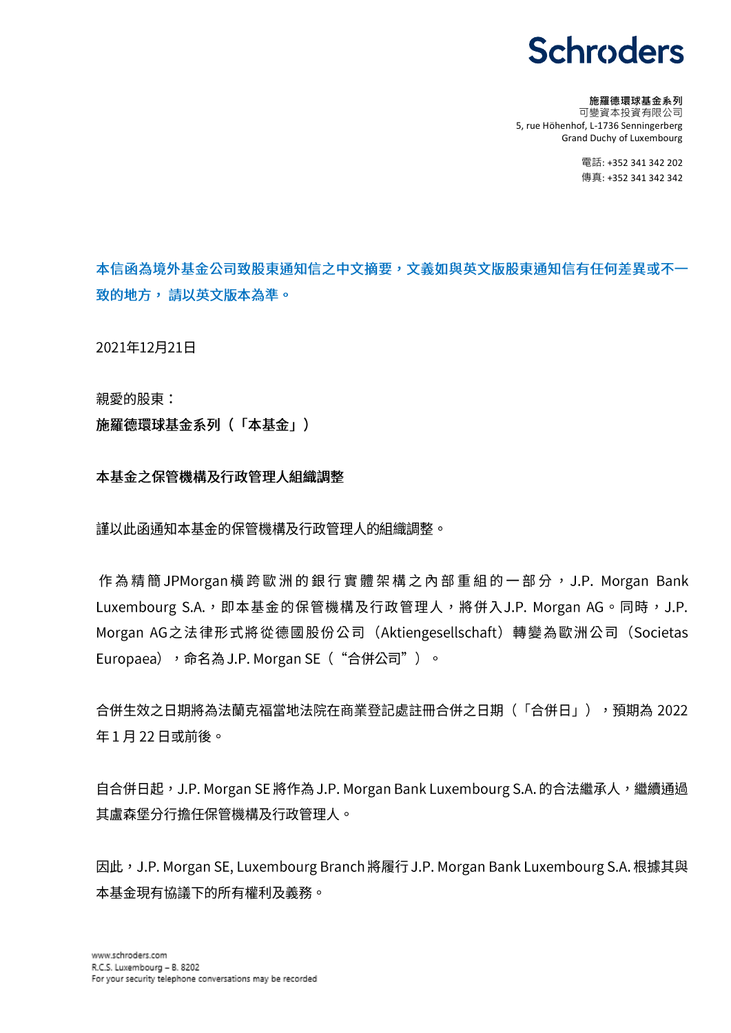Schroders

**施羅德環球基金系列**
可變資本投資有限公司
5, rue Höhenhof, L-1736 Senningerberg
Grand Duchy of Luxembourg

電話: +352 341 342 202
傳真: +352 341 342 342

**本信函為境外基金公司致股東通知信之中文摘要，文義如與英文版股東通知信有任何差異或不一致的地方， 請以英文版本為準。**

2021年12月21日

親愛的股東：

**施羅德環球基金系列（「本基金」）**

**本基金之保管機構及行政管理人組織調整**

謹以此函通知本基金的保管機構及行政管理人的組織調整。

作為精簡JPMorgan橫跨歐洲的銀行實體架構之內部重組的一部分，J.P. Morgan Bank Luxembourg S.A.，即本基金的保管機構及行政管理人，將併入J.P. Morgan AG。同時，J.P. Morgan AG之法律形式將從德國股份公司（Aktiengesellschaft）轉變為歐洲公司（Societas Europaea），命名為J.P. Morgan SE（"合併公司"）。

合併生效之日期將為法蘭克福當地法院在商業登記處註冊合併之日期（「合併日」），預期為 2022年1月22日或前後。

自合併日起，J.P. Morgan SE將作為J.P. Morgan Bank Luxembourg S.A.的合法繼承人，繼續通過其盧森堡分行擔任保管機構及行政管理人。

因此，J.P. Morgan SE, Luxembourg Branch將履行J.P. Morgan Bank Luxembourg S.A.根據其與本基金現有協議下的所有權利及義務。

www.schroders.com
R.C.S. Luxembourg – B. 8202
For your security telephone conversations may be recorded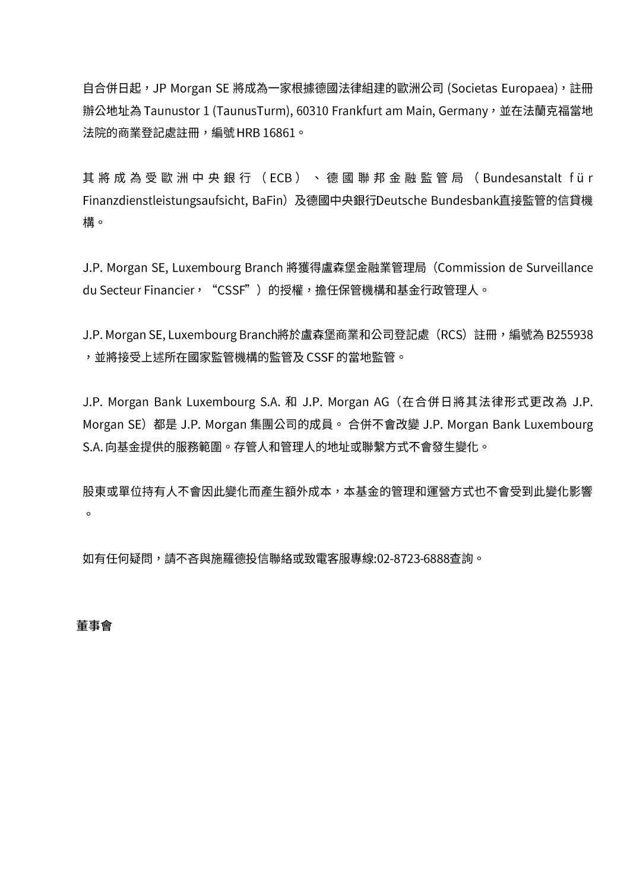自合併日起，JP Morgan SE 將成為一家根據德國法律組建的歐洲公司 (Societas Europaea)，註冊辦公地址為 Taunustor 1 (TaunusTurm), 60310 Frankfurt am Main, Germany，並在法蘭克福當地法院的商業登記處註冊，編號HRB 16861。

其將成為受歐洲中央銀行（ECB）、德國聯邦金融監管局（Bundesanstalt für Finanzdienstleistungsaufsicht, BaFin）及德國中央銀行Deutsche Bundesbank直接監管的信貸機構。

J.P. Morgan SE, Luxembourg Branch 將獲得盧森堡金融業管理局（Commission de Surveillance du Secteur Financier，“CSSF”）的授權，擔任保管機構和基金行政管理人。

J.P. Morgan SE, Luxembourg Branch將於盧森堡商業和公司登記處（RCS）註冊，編號為 B255938，並將接受上述所在國家監管機構的監管及 CSSF 的當地監管。

J.P. Morgan Bank Luxembourg S.A. 和 J.P. Morgan AG（在合併日將其法律形式更改為 J.P. Morgan SE）都是 J.P. Morgan 集團公司的成員。 合併不會改變 J.P. Morgan Bank Luxembourg S.A. 向基金提供的服務範圍。存管人和管理人的地址或聯繫方式不會發生變化。

股東或單位持有人不會因此變化而產生額外成本，本基金的管理和運營方式也不會受到此變化影響。

如有任何疑問，請不吝與施羅德投信聯絡或致電客服專線:02-8723-6888查詢。

**董事會**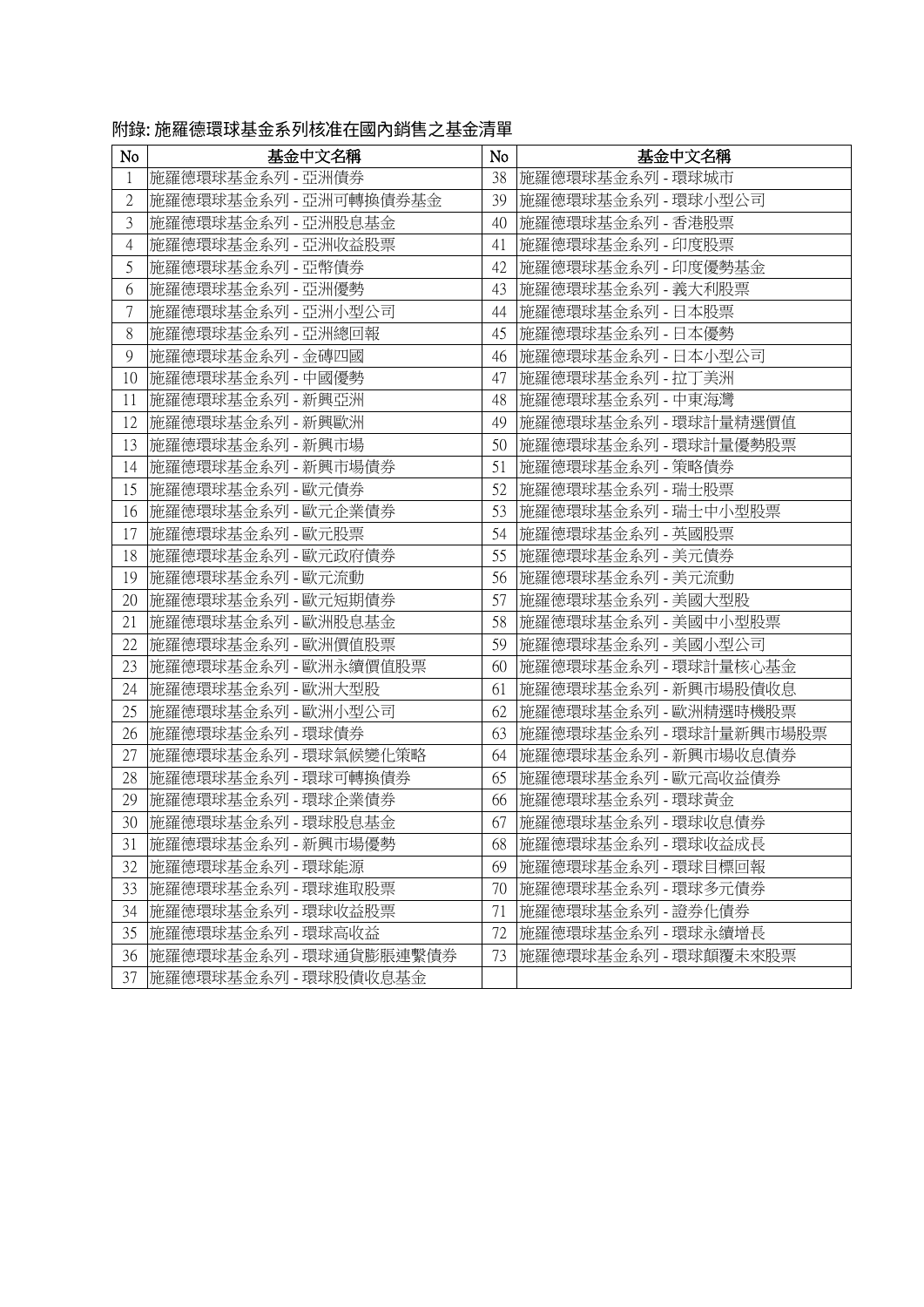附錄: 施羅德環球基金系列核准在國內銷售之基金清單

| No | 基金中文名稱 | No | 基金中文名稱 |
|---|---|---|---|
| 1 | 施羅德環球基金系列 - 亞洲債券 | 38 | 施羅德環球基金系列 - 環球城市 |
| 2 | 施羅德環球基金系列 - 亞洲可轉換債券基金 | 39 | 施羅德環球基金系列 - 環球小型公司 |
| 3 | 施羅德環球基金系列 - 亞洲股息基金 | 40 | 施羅德環球基金系列 - 香港股票 |
| 4 | 施羅德環球基金系列 - 亞洲收益股票 | 41 | 施羅德環球基金系列 - 印度股票 |
| 5 | 施羅德環球基金系列 - 亞幣債券 | 42 | 施羅德環球基金系列 - 印度優勢基金 |
| 6 | 施羅德環球基金系列 - 亞洲優勢 | 43 | 施羅德環球基金系列 - 義大利股票 |
| 7 | 施羅德環球基金系列 - 亞洲小型公司 | 44 | 施羅德環球基金系列 - 日本股票 |
| 8 | 施羅德環球基金系列 - 亞洲總回報 | 45 | 施羅德環球基金系列 - 日本優勢 |
| 9 | 施羅德環球基金系列 - 金磚四國 | 46 | 施羅德環球基金系列 - 日本小型公司 |
| 10 | 施羅德環球基金系列 - 中國優勢 | 47 | 施羅德環球基金系列 - 拉丁美洲 |
| 11 | 施羅德環球基金系列 - 新興亞洲 | 48 | 施羅德環球基金系列 - 中東海灣 |
| 12 | 施羅德環球基金系列 - 新興歐洲 | 49 | 施羅德環球基金系列 - 環球計量精選價值 |
| 13 | 施羅德環球基金系列 - 新興市場 | 50 | 施羅德環球基金系列 - 環球計量優勢股票 |
| 14 | 施羅德環球基金系列 - 新興市場債券 | 51 | 施羅德環球基金系列 - 策略債券 |
| 15 | 施羅德環球基金系列 - 歐元債券 | 52 | 施羅德環球基金系列 - 瑞士股票 |
| 16 | 施羅德環球基金系列 - 歐元企業債券 | 53 | 施羅德環球基金系列 - 瑞士中小型股票 |
| 17 | 施羅德環球基金系列 - 歐元股票 | 54 | 施羅德環球基金系列 - 英國股票 |
| 18 | 施羅德環球基金系列 - 歐元政府債券 | 55 | 施羅德環球基金系列 - 美元債券 |
| 19 | 施羅德環球基金系列 - 歐元流動 | 56 | 施羅德環球基金系列 - 美元流動 |
| 20 | 施羅德環球基金系列 - 歐元短期債券 | 57 | 施羅德環球基金系列 - 美國大型股 |
| 21 | 施羅德環球基金系列 - 歐洲股息基金 | 58 | 施羅德環球基金系列 - 美國中小型股票 |
| 22 | 施羅德環球基金系列 - 歐洲價值股票 | 59 | 施羅德環球基金系列 - 美國小型公司 |
| 23 | 施羅德環球基金系列 - 歐洲永續價值股票 | 60 | 施羅德環球基金系列 - 環球計量核心基金 |
| 24 | 施羅德環球基金系列 - 歐洲大型股 | 61 | 施羅德環球基金系列 - 新興市場股債收息 |
| 25 | 施羅德環球基金系列 - 歐洲小型公司 | 62 | 施羅德環球基金系列 - 歐洲精選時機股票 |
| 26 | 施羅德環球基金系列 - 環球債券 | 63 | 施羅德環球基金系列 - 環球計量新興市場股票 |
| 27 | 施羅德環球基金系列 - 環球氣候變化策略 | 64 | 施羅德環球基金系列 - 新興市場收息債券 |
| 28 | 施羅德環球基金系列 - 環球可轉換債券 | 65 | 施羅德環球基金系列 - 歐元高收益債券 |
| 29 | 施羅德環球基金系列 - 環球企業債券 | 66 | 施羅德環球基金系列 - 環球黃金 |
| 30 | 施羅德環球基金系列 - 環球股息基金 | 67 | 施羅德環球基金系列 - 環球收息債券 |
| 31 | 施羅德環球基金系列 - 新興市場優勢 | 68 | 施羅德環球基金系列 - 環球收益成長 |
| 32 | 施羅德環球基金系列 - 環球能源 | 69 | 施羅德環球基金系列 - 環球目標回報 |
| 33 | 施羅德環球基金系列 - 環球進取股票 | 70 | 施羅德環球基金系列 - 環球多元債券 |
| 34 | 施羅德環球基金系列 - 環球收益股票 | 71 | 施羅德環球基金系列 - 證券化債券 |
| 35 | 施羅德環球基金系列 - 環球高收益 | 72 | 施羅德環球基金系列 - 環球永續增長 |
| 36 | 施羅德環球基金系列 - 環球通貨膨脹連繫債券 | 73 | 施羅德環球基金系列 - 環球顛覆未來股票 |
| 37 | 施羅德環球基金系列 - 環球股債收息基金 | | |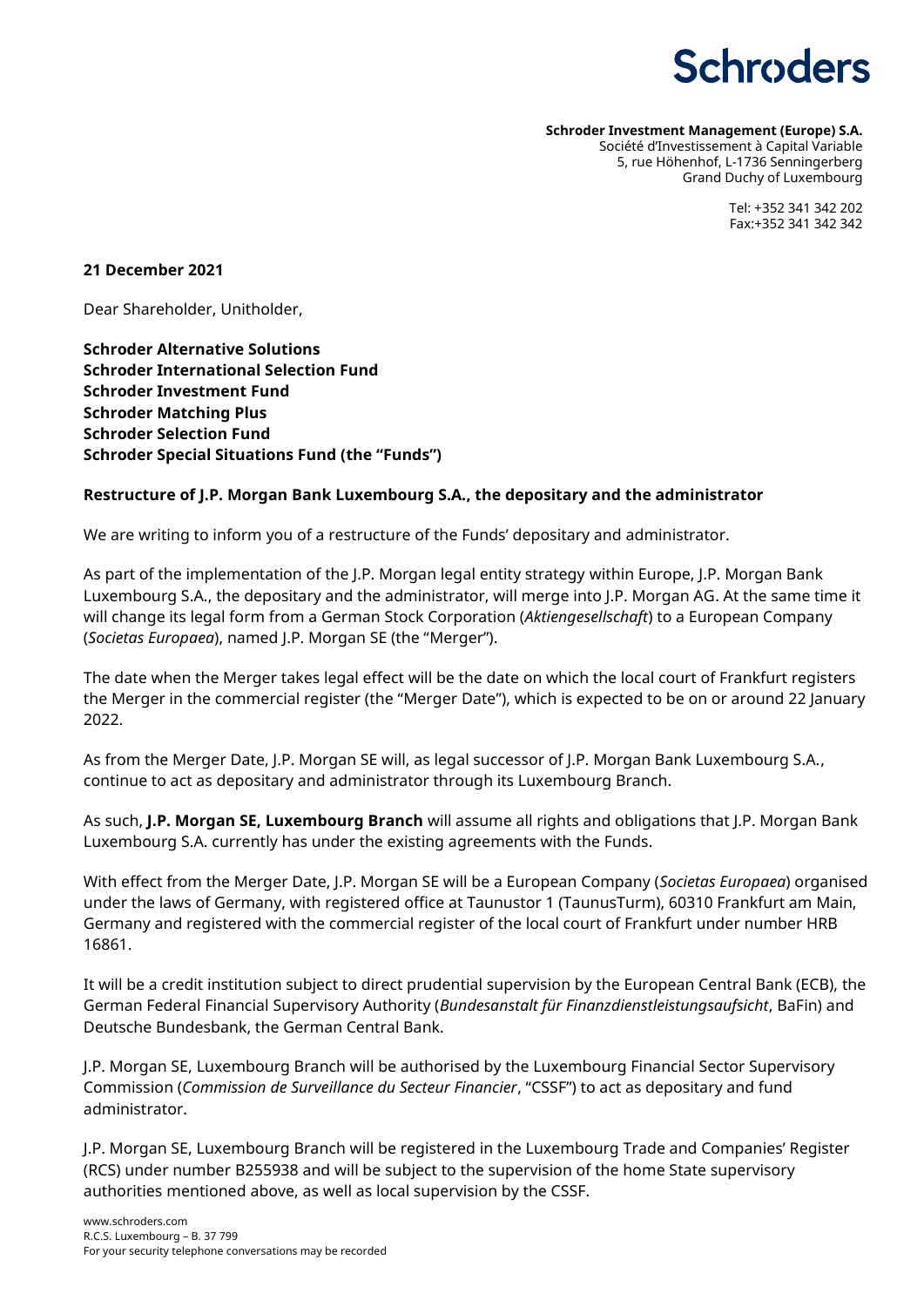**Schroders**

**Schroder Investment Management (Europe) S.A.**
Société d'Investissement à Capital Variable
5, rue Höhenhof, L-1736 Senningerberg
Grand Duchy of Luxembourg

Tel: +352 341 342 202
Fax:+352 341 342 342

**21 December 2021**

Dear Shareholder, Unitholder,

**Schroder Alternative Solutions**
**Schroder International Selection Fund**
**Schroder Investment Fund**
**Schroder Matching Plus**
**Schroder Selection Fund**
**Schroder Special Situations Fund (the "Funds")**

**Restructure of J.P. Morgan Bank Luxembourg S.A., the depositary and the administrator**

We are writing to inform you of a restructure of the Funds' depositary and administrator.

As part of the implementation of the J.P. Morgan legal entity strategy within Europe, J.P. Morgan Bank Luxembourg S.A., the depositary and the administrator, will merge into J.P. Morgan AG. At the same time it will change its legal form from a German Stock Corporation (*Aktiengesellschaft*) to a European Company (*Societas Europaea*), named J.P. Morgan SE (the "Merger").

The date when the Merger takes legal effect will be the date on which the local court of Frankfurt registers the Merger in the commercial register (the "Merger Date"), which is expected to be on or around 22 January 2022.

As from the Merger Date, J.P. Morgan SE will, as legal successor of J.P. Morgan Bank Luxembourg S.A., continue to act as depositary and administrator through its Luxembourg Branch.

As such, **J.P. Morgan SE, Luxembourg Branch** will assume all rights and obligations that J.P. Morgan Bank Luxembourg S.A. currently has under the existing agreements with the Funds.

With effect from the Merger Date, J.P. Morgan SE will be a European Company (*Societas Europaea*) organised under the laws of Germany, with registered office at Taunustor 1 (TaunusTurm), 60310 Frankfurt am Main, Germany and registered with the commercial register of the local court of Frankfurt under number HRB 16861.

It will be a credit institution subject to direct prudential supervision by the European Central Bank (ECB), the German Federal Financial Supervisory Authority (*Bundesanstalt für Finanzdienstleistungsaufsicht*, BaFin) and Deutsche Bundesbank, the German Central Bank.

J.P. Morgan SE, Luxembourg Branch will be authorised by the Luxembourg Financial Sector Supervisory Commission (*Commission de Surveillance du Secteur Financier*, "CSSF") to act as depositary and fund administrator.

J.P. Morgan SE, Luxembourg Branch will be registered in the Luxembourg Trade and Companies' Register (RCS) under number B255938 and will be subject to the supervision of the home State supervisory authorities mentioned above, as well as local supervision by the CSSF.

www.schroders.com
R.C.S. Luxembourg – B. 37 799
For your security telephone conversations may be recorded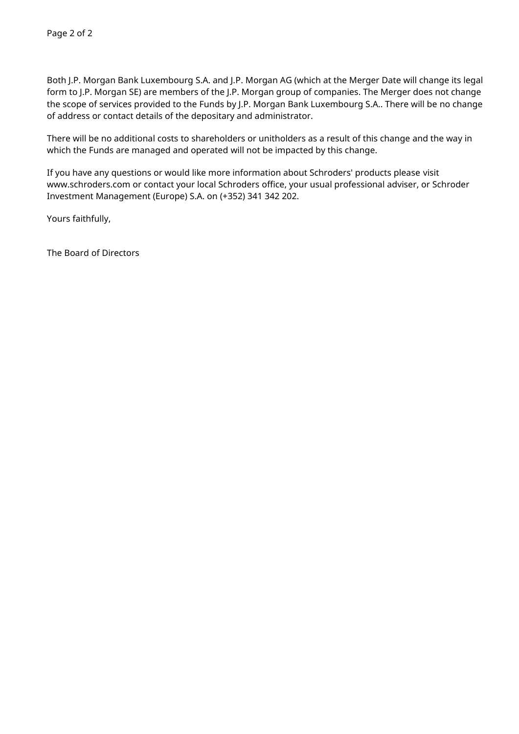Both J.P. Morgan Bank Luxembourg S.A. and J.P. Morgan AG (which at the Merger Date will change its legal form to J.P. Morgan SE) are members of the J.P. Morgan group of companies. The Merger does not change the scope of services provided to the Funds by J.P. Morgan Bank Luxembourg S.A.. There will be no change of address or contact details of the depositary and administrator.

There will be no additional costs to shareholders or unitholders as a result of this change and the way in which the Funds are managed and operated will not be impacted by this change.

If you have any questions or would like more information about Schroders' products please visit www.schroders.com or contact your local Schroders office, your usual professional adviser, or Schroder Investment Management (Europe) S.A. on (+352) 341 342 202.

Yours faithfully,

The Board of Directors